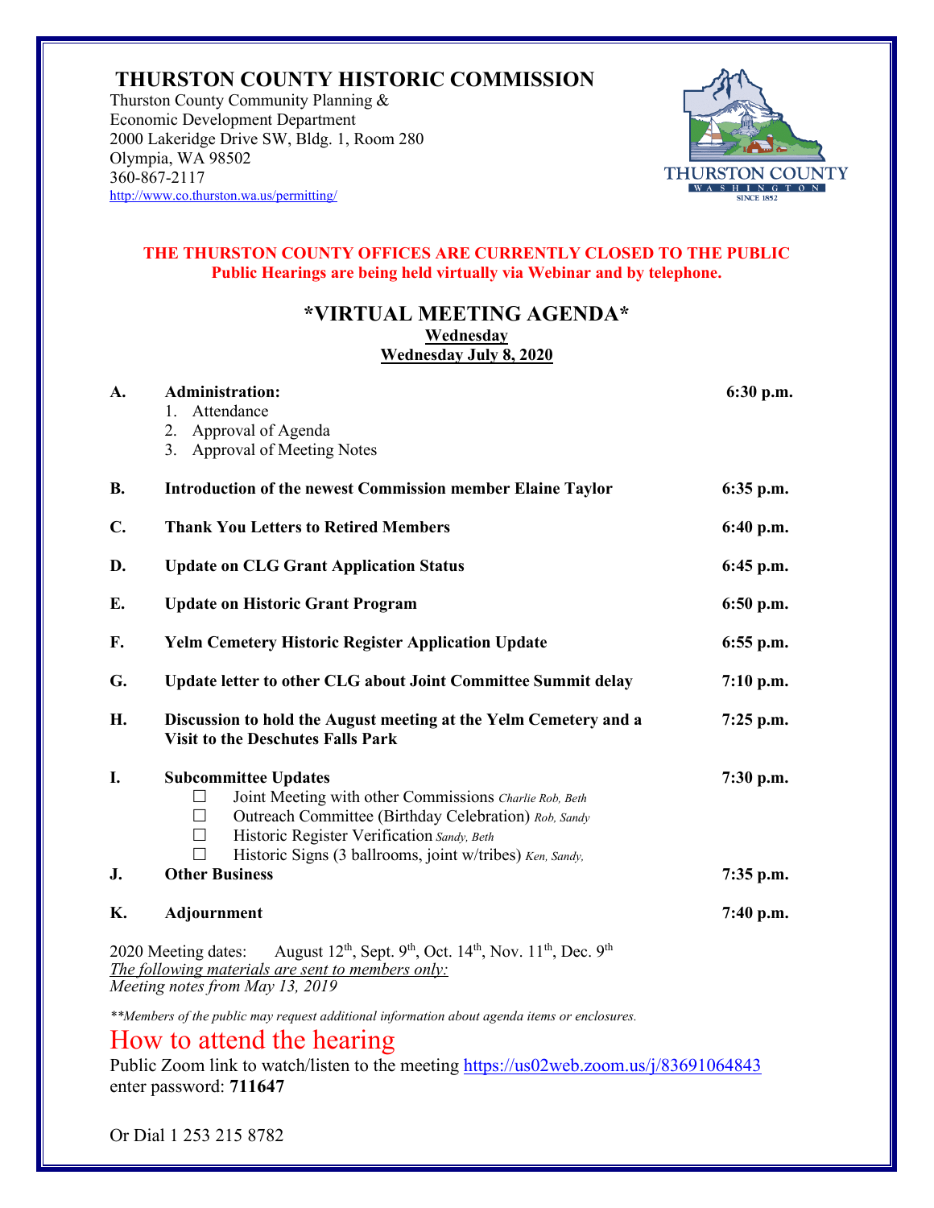# THURSTON COUNTY HISTORIC COMMISSION

Thurston County Community Planning &
Economic Development Department
2000 Lakeridge Drive SW, Bldg. 1, Room 280
Olympia, WA 98502
360-867-2117
http://www.co.thurston.wa.us/permitting/

**THE THURSTON COUNTY OFFICES ARE CURRENTLY CLOSED TO THE PUBLIC**
**Public Hearings are being held virtually via Webinar and by telephone.**

## *VIRTUAL MEETING AGENDA*

**Wednesday**
**Wednesday July 8, 2020**

**A. Administration:** **6:30 p.m.**
1. Attendance
2. Approval of Agenda
3. Approval of Meeting Notes

**B. Introduction of the newest Commission member Elaine Taylor** **6:35 p.m.**

**C. Thank You Letters to Retired Members** **6:40 p.m.**

**D. Update on CLG Grant Application Status** **6:45 p.m.**

**E. Update on Historic Grant Program** **6:50 p.m.**

**F. Yelm Cemetery Historic Register Application Update** **6:55 p.m.**

**G. Update letter to other CLG about Joint Committee Summit delay** **7:10 p.m.**

**H. Discussion to hold the August meeting at the Yelm Cemetery and a Visit to the Deschutes Falls Park** **7:25 p.m.**

**I. Subcommittee Updates** **7:30 p.m.**
- ☐ Joint Meeting with other Commissions *Charlie Rob, Beth*
- ☐ Outreach Committee (Birthday Celebration) *Rob, Sandy*
- ☐ Historic Register Verification *Sandy, Beth*
- ☐ Historic Signs (3 ballrooms, joint w/tribes) *Ken, Sandy,*

**J. Other Business** **7:35 p.m.**

**K. Adjournment** **7:40 p.m.**

2020 Meeting dates: August 12th, Sept. 9th, Oct. 14th, Nov. 11th, Dec. 9th
*The following materials are sent to members only:*
*Meeting notes from May 13, 2019*

*\*\*Members of the public may request additional information about agenda items or enclosures.*

## How to attend the hearing

Public Zoom link to watch/listen to the meeting https://us02web.zoom.us/j/83691064843
enter password: **711647**

Or Dial 1 253 215 8782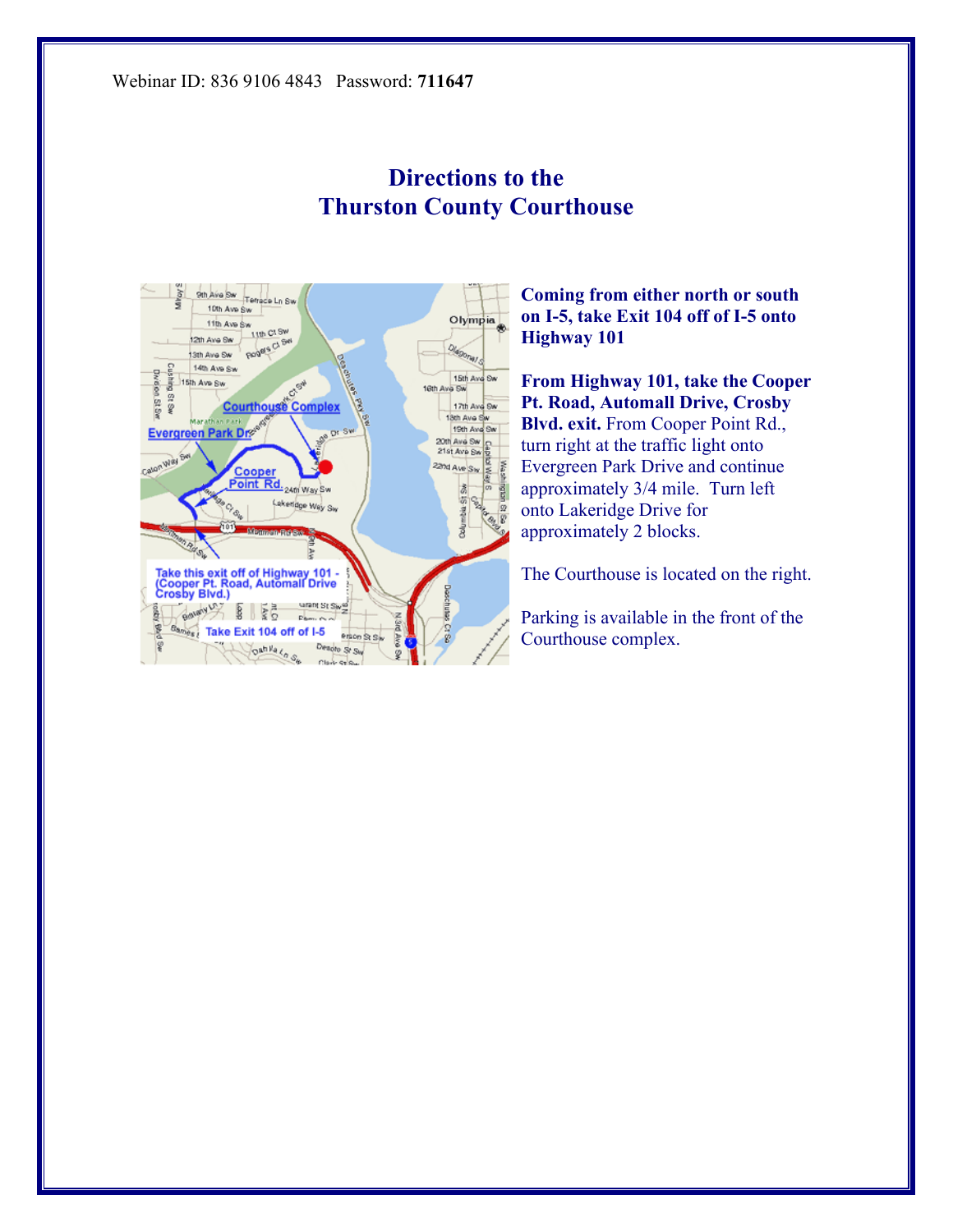Webinar ID: 836 9106 4843 Password: **711647**

# Directions to the Thurston County Courthouse

**Coming from either north or south on I-5, take Exit 104 off of I-5 onto Highway 101**

**From Highway 101, take the Cooper Pt. Road, Automall Drive, Crosby Blvd. exit.** From Cooper Point Rd., turn right at the traffic light onto Evergreen Park Drive and continue approximately 3/4 mile. Turn left onto Lakeridge Drive for approximately 2 blocks.

The Courthouse is located on the right.

Parking is available in the front of the Courthouse complex.